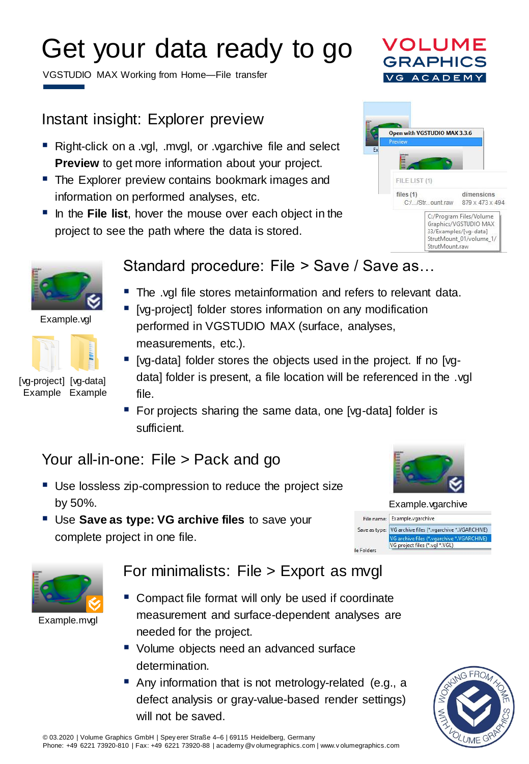# Get your data ready to go

VGSTUDIO MAX Working from Home—File transfer

VOLUME GRAPHICS
VG ACADEMY

## Instant insight: Explorer preview

- Right-click on a .vgl, .mvgl, or .vgarchive file and select **Preview** to get more information about your project.
- The Explorer preview contains bookmark images and information on performed analyses, etc.
- In the **File list**, hover the mouse over each object in the project to see the path where the data is stored.

Open with VGSTUDIO MAX 3.3.6
Preview

FILE LIST (1)

| files (1) | dimensions |
| --- | --- |
| C:/.../Str...ount.raw | 879 x 473 x 494 |

C:/Program Files/Volume Graphics/VGSTUDIO MAX 33/Examples/[vg-data] StrutMount_01/volume_1/ StrutMount.raw

## Standard procedure: File > Save / Save as…

Example.vgl

[vg-project] Example   [vg-data] Example

- The .vgl file stores metainformation and refers to relevant data.
- [vg-project] folder stores information on any modification performed in VGSTUDIO MAX (surface, analyses, measurements, etc.).
- [vg-data] folder stores the objects used in the project. If no [vg-data] folder is present, a file location will be referenced in the .vgl file.
- For projects sharing the same data, one [vg-data] folder is sufficient.

## Your all-in-one: File > Pack and go

- Use lossless zip-compression to reduce the project size by 50%.
- Use **Save as type: VG archive files** to save your complete project in one file.

Example.vgarchive

File name: Example.vgarchive
Save as type: VG archive files (*.vgarchive *.VGARCHIVE)
VG archive files (*.vgarchive *.VGARCHIVE)
VG project files (*.vgl *.VGL)

## For minimalists: File > Export as mvgl

Example.mvgl

- Compact file format will only be used if coordinate measurement and surface-dependent analyses are needed for the project.
- Volume objects need an advanced surface determination.
- Any information that is not metrology-related (e.g., a defect analysis or gray-value-based render settings) will not be saved.

WORKING FROM HOME WITH VOLUME GRAPHICS

© 03.2020 | Volume Graphics GmbH | Speyerer Straße 4–6 | 69115 Heidelberg, Germany
Phone: +49 6221 73920-810 | Fax: +49 6221 73920-88 | academy@volumegraphics.com | www.volumegraphics.com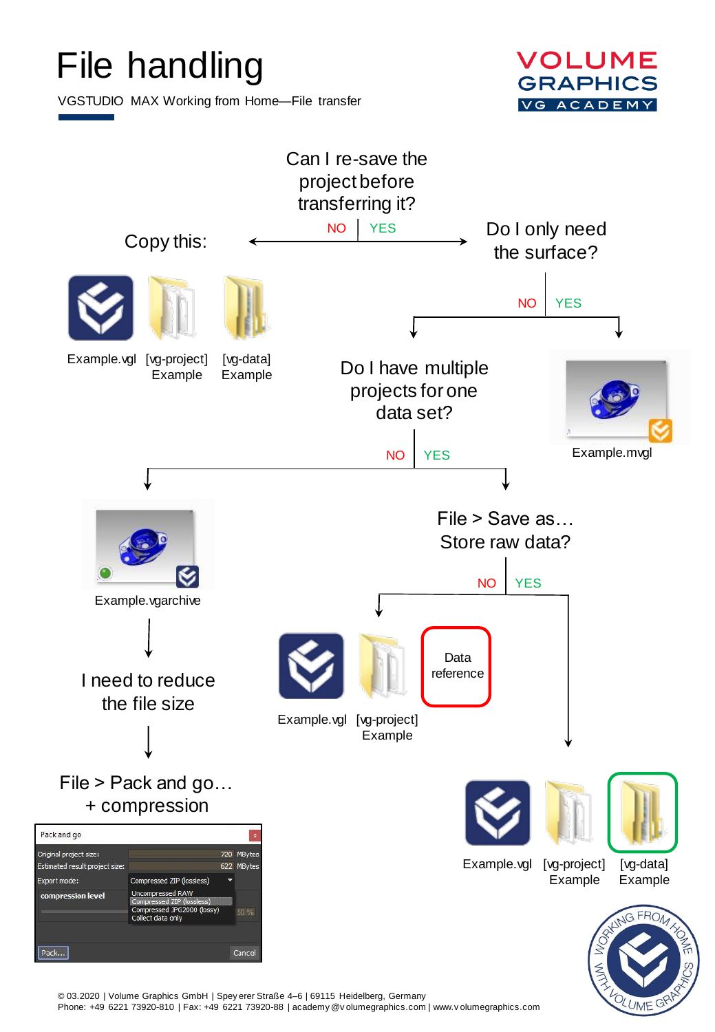# File handling

VGSTUDIO MAX Working from Home—File transfer

VOLUME GRAPHICS
VG ACADEMY

Can I re-save the project before transferring it?

NO | YES

Copy this:

Example.vgl [vg-project] Example [vg-data] Example

Do I only need the surface?

NO | YES

Do I have multiple projects for one data set?

Example.mvgl

NO | YES

Example.vgarchive

I need to reduce the file size

File > Pack and go… + compression

Pack and go

Original project size: 720 MBytes
Estimated result project size: 622 MBytes
Export mode: Compressed ZIP (lossless)
compression level
Uncompressed RAW
Compressed ZIP (lossless)
Compressed JPG2000 (lossy)
Collect data only
50 %
Pack... Cancel

File > Save as… Store raw data?

NO | YES

Example.vgl [vg-project] Example Data reference

Example.vgl [vg-project] Example [vg-data] Example

WORKING FROM HOME WITH VOLUME GRAPHICS

© 03.2020 | Volume Graphics GmbH | Speyerer Straße 4–6 | 69115 Heidelberg, Germany
Phone: +49 6221 73920-810 | Fax: +49 6221 73920-88 | academy@volumegraphics.com | www.volumegraphics.com